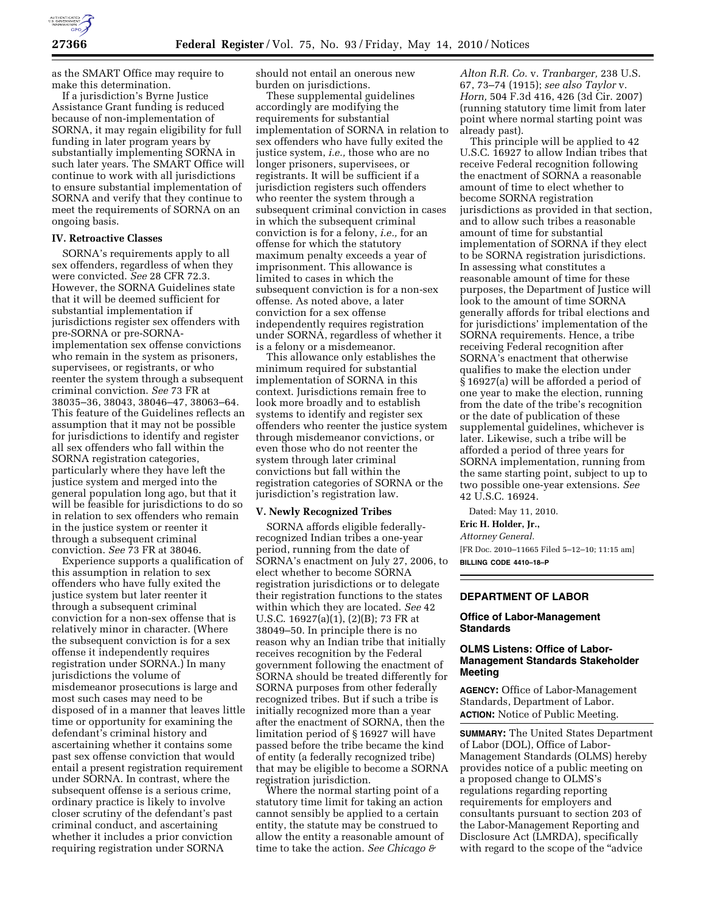as the SMART Office may require to make this determination.

If a jurisdiction's Byrne Justice Assistance Grant funding is reduced because of non-implementation of SORNA, it may regain eligibility for full funding in later program years by substantially implementing SORNA in such later years. The SMART Office will continue to work with all jurisdictions to ensure substantial implementation of SORNA and verify that they continue to meet the requirements of SORNA on an ongoing basis.

### IV. Retroactive Classes

SORNA's requirements apply to all sex offenders, regardless of when they were convicted. *See* 28 CFR 72.3. However, the SORNA Guidelines state that it will be deemed sufficient for substantial implementation if jurisdictions register sex offenders with pre-SORNA or pre-SORNA-implementation sex offense convictions who remain in the system as prisoners, supervisees, or registrants, or who reenter the system through a subsequent criminal conviction. *See* 73 FR at 38035–36, 38043, 38046–47, 38063–64. This feature of the Guidelines reflects an assumption that it may not be possible for jurisdictions to identify and register all sex offenders who fall within the SORNA registration categories, particularly where they have left the justice system and merged into the general population long ago, but that it will be feasible for jurisdictions to do so in relation to sex offenders who remain in the justice system or reenter it through a subsequent criminal conviction. *See* 73 FR at 38046.

Experience supports a qualification of this assumption in relation to sex offenders who have fully exited the justice system but later reenter it through a subsequent criminal conviction for a non-sex offense that is relatively minor in character. (Where the subsequent conviction is for a sex offense it independently requires registration under SORNA.) In many jurisdictions the volume of misdemeanor prosecutions is large and most such cases may need to be disposed of in a manner that leaves little time or opportunity for examining the defendant's criminal history and ascertaining whether it contains some past sex offense conviction that would entail a present registration requirement under SORNA. In contrast, where the subsequent offense is a serious crime, ordinary practice is likely to involve closer scrutiny of the defendant's past criminal conduct, and ascertaining whether it includes a prior conviction requiring registration under SORNA should not entail an onerous new burden on jurisdictions.

These supplemental guidelines accordingly are modifying the requirements for substantial implementation of SORNA in relation to sex offenders who have fully exited the justice system, *i.e.,* those who are no longer prisoners, supervisees, or registrants. It will be sufficient if a jurisdiction registers such offenders who reenter the system through a subsequent criminal conviction in cases in which the subsequent criminal conviction is for a felony, *i.e.,* for an offense for which the statutory maximum penalty exceeds a year of imprisonment. This allowance is limited to cases in which the subsequent conviction is for a non-sex offense. As noted above, a later conviction for a sex offense independently requires registration under SORNA, regardless of whether it is a felony or a misdemeanor.

This allowance only establishes the minimum required for substantial implementation of SORNA in this context. Jurisdictions remain free to look more broadly and to establish systems to identify and register sex offenders who reenter the justice system through misdemeanor convictions, or even those who do not reenter the system through later criminal convictions but fall within the registration categories of SORNA or the jurisdiction's registration law.

### V. Newly Recognized Tribes

SORNA affords eligible federally-recognized Indian tribes a one-year period, running from the date of SORNA's enactment on July 27, 2006, to elect whether to become SORNA registration jurisdictions or to delegate their registration functions to the states within which they are located. *See* 42 U.S.C. 16927(a)(1), (2)(B); 73 FR at 38049–50. In principle there is no reason why an Indian tribe that initially receives recognition by the Federal government following the enactment of SORNA should be treated differently for SORNA purposes from other federally recognized tribes. But if such a tribe is initially recognized more than a year after the enactment of SORNA, then the limitation period of § 16927 will have passed before the tribe became the kind of entity (a federally recognized tribe) that may be eligible to become a SORNA registration jurisdiction.

Where the normal starting point of a statutory time limit for taking an action cannot sensibly be applied to a certain entity, the statute may be construed to allow the entity a reasonable amount of time to take the action. *See Chicago & Alton R.R. Co.* v. *Tranbarger,* 238 U.S. 67, 73–74 (1915); *see also Taylor* v. *Horn,* 504 F.3d 416, 426 (3d Cir. 2007) (running statutory time limit from later point where normal starting point was already past).

This principle will be applied to 42 U.S.C. 16927 to allow Indian tribes that receive Federal recognition following the enactment of SORNA a reasonable amount of time to elect whether to become SORNA registration jurisdictions as provided in that section, and to allow such tribes a reasonable amount of time for substantial implementation of SORNA if they elect to be SORNA registration jurisdictions. In assessing what constitutes a reasonable amount of time for these purposes, the Department of Justice will look to the amount of time SORNA generally affords for tribal elections and for jurisdictions' implementation of the SORNA requirements. Hence, a tribe receiving Federal recognition after SORNA's enactment that otherwise qualifies to make the election under § 16927(a) will be afforded a period of one year to make the election, running from the date of the tribe's recognition or the date of publication of these supplemental guidelines, whichever is later. Likewise, such a tribe will be afforded a period of three years for SORNA implementation, running from the same starting point, subject to up to two possible one-year extensions. *See* 42 U.S.C. 16924.

Dated: May 11, 2010.

**Eric H. Holder, Jr.,**

*Attorney General.*

[FR Doc. 2010–11665 Filed 5–12–10; 11:15 am]

**BILLING CODE 4410–18–P**

## DEPARTMENT OF LABOR

### Office of Labor-Management Standards

### OLMS Listens: Office of Labor-Management Standards Stakeholder Meeting

**AGENCY:** Office of Labor-Management Standards, Department of Labor.

**ACTION:** Notice of Public Meeting.

**SUMMARY:** The United States Department of Labor (DOL), Office of Labor-Management Standards (OLMS) hereby provides notice of a public meeting on a proposed change to OLMS's regulations regarding reporting requirements for employers and consultants pursuant to section 203 of the Labor-Management Reporting and Disclosure Act (LMRDA), specifically with regard to the scope of the "advice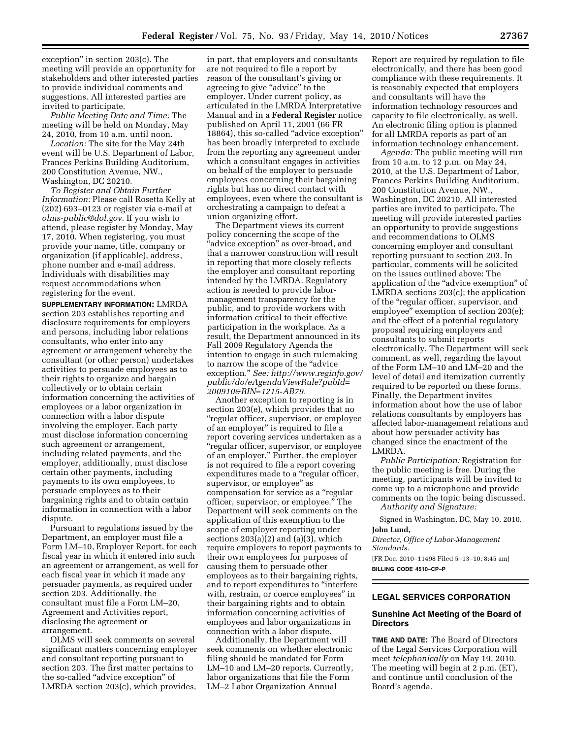exception" in section 203(c). The meeting will provide an opportunity for stakeholders and other interested parties to provide individual comments and suggestions. All interested parties are invited to participate.

*Public Meeting Date and Time:* The meeting will be held on Monday, May 24, 2010, from 10 a.m. until noon.

*Location:* The site for the May 24th event will be U.S. Department of Labor, Frances Perkins Building Auditorium, 200 Constitution Avenue, NW., Washington, DC 20210.

*To Register and Obtain Further Information:* Please call Rosetta Kelly at (202) 693–0123 or register via e-mail at *olms-public@dol.gov.* If you wish to attend, please register by Monday, May 17, 2010. When registering, you must provide your name, title, company or organization (if applicable), address, phone number and e-mail address. Individuals with disabilities may request accommodations when registering for the event.

**SUPPLEMENTARY INFORMATION:** LMRDA section 203 establishes reporting and disclosure requirements for employers and persons, including labor relations consultants, who enter into any agreement or arrangement whereby the consultant (or other person) undertakes activities to persuade employees as to their rights to organize and bargain collectively or to obtain certain information concerning the activities of employees or a labor organization in connection with a labor dispute involving the employer. Each party must disclose information concerning such agreement or arrangement, including related payments, and the employer, additionally, must disclose certain other payments, including payments to its own employees, to persuade employees as to their bargaining rights and to obtain certain information in connection with a labor dispute.

Pursuant to regulations issued by the Department, an employer must file a Form LM–10, Employer Report, for each fiscal year in which it entered into such an agreement or arrangement, as well for each fiscal year in which it made any persuader payments, as required under section 203. Additionally, the consultant must file a Form LM–20, Agreement and Activities report, disclosing the agreement or arrangement.

OLMS will seek comments on several significant matters concerning employer and consultant reporting pursuant to section 203. The first matter pertains to the so-called "advice exception" of LMRDA section 203(c), which provides, in part, that employers and consultants are not required to file a report by reason of the consultant's giving or agreeing to give "advice" to the employer. Under current policy, as articulated in the LMRDA Interpretative Manual and in a **Federal Register** notice published on April 11, 2001 (66 FR 18864), this so-called "advice exception" has been broadly interpreted to exclude from the reporting any agreement under which a consultant engages in activities on behalf of the employer to persuade employees concerning their bargaining rights but has no direct contact with employees, even where the consultant is orchestrating a campaign to defeat a union organizing effort.

The Department views its current policy concerning the scope of the "advice exception" as over-broad, and that a narrower construction will result in reporting that more closely reflects the employer and consultant reporting intended by the LMRDA. Regulatory action is needed to provide labor-management transparency for the public, and to provide workers with information critical to their effective participation in the workplace. As a result, the Department announced in its Fall 2009 Regulatory Agenda the intention to engage in such rulemaking to narrow the scope of the "advice exception." *See: http://www.reginfo.gov/public/do/eAgendaViewRule?pubId=200910&RIN=1215-AB79.*

Another exception to reporting is in section 203(e), which provides that no "regular officer, supervisor, or employee of an employer" is required to file a report covering services undertaken as a "regular officer, supervisor, or employee of an employer." Further, the employer is not required to file a report covering expenditures made to a "regular officer, supervisor, or employee" as compensation for service as a "regular officer, supervisor, or employee." The Department will seek comments on the application of this exemption to the scope of employer reporting under sections 203(a)(2) and (a)(3), which require employers to report payments to their own employees for purposes of causing them to persuade other employees as to their bargaining rights, and to report expenditures to "interfere with, restrain, or coerce employees" in their bargaining rights and to obtain information concerning activities of employees and labor organizations in connection with a labor dispute.

Additionally, the Department will seek comments on whether electronic filing should be mandated for Form LM–10 and LM–20 reports. Currently, labor organizations that file the Form LM–2 Labor Organization Annual Report are required by regulation to file electronically, and there has been good compliance with these requirements. It is reasonably expected that employers and consultants will have the information technology resources and capacity to file electronically, as well. An electronic filing option is planned for all LMRDA reports as part of an information technology enhancement.

*Agenda:* The public meeting will run from 10 a.m. to 12 p.m. on May 24, 2010, at the U.S. Department of Labor, Frances Perkins Building Auditorium, 200 Constitution Avenue, NW., Washington, DC 20210. All interested parties are invited to participate. The meeting will provide interested parties an opportunity to provide suggestions and recommendations to OLMS concerning employer and consultant reporting pursuant to section 203. In particular, comments will be solicited on the issues outlined above: The application of the "advice exemption" of LMRDA sections 203(c); the application of the "regular officer, supervisor, and employee" exemption of section 203(e); and the effect of a potential regulatory proposal requiring employers and consultants to submit reports electronically. The Department will seek comment, as well, regarding the layout of the Form LM–10 and LM–20 and the level of detail and itemization currently required to be reported on these forms. Finally, the Department invites information about how the use of labor relations consultants by employers has affected labor-management relations and about how persuader activity has changed since the enactment of the LMRDA.

*Public Participation:* Registration for the public meeting is free. During the meeting, participants will be invited to come up to a microphone and provide comments on the topic being discussed.

*Authority and Signature:*

Signed in Washington, DC, May 10, 2010.

**John Lund,**

*Director, Office of Labor-Management Standards.*

[FR Doc. 2010–11498 Filed 5–13–10; 8:45 am]

**BILLING CODE 4510–CP–P**

## LEGAL SERVICES CORPORATION

### Sunshine Act Meeting of the Board of Directors

**TIME AND DATE:** The Board of Directors of the Legal Services Corporation will meet *telephonically* on May 19, 2010. The meeting will begin at 2 p.m. (ET), and continue until conclusion of the Board's agenda.